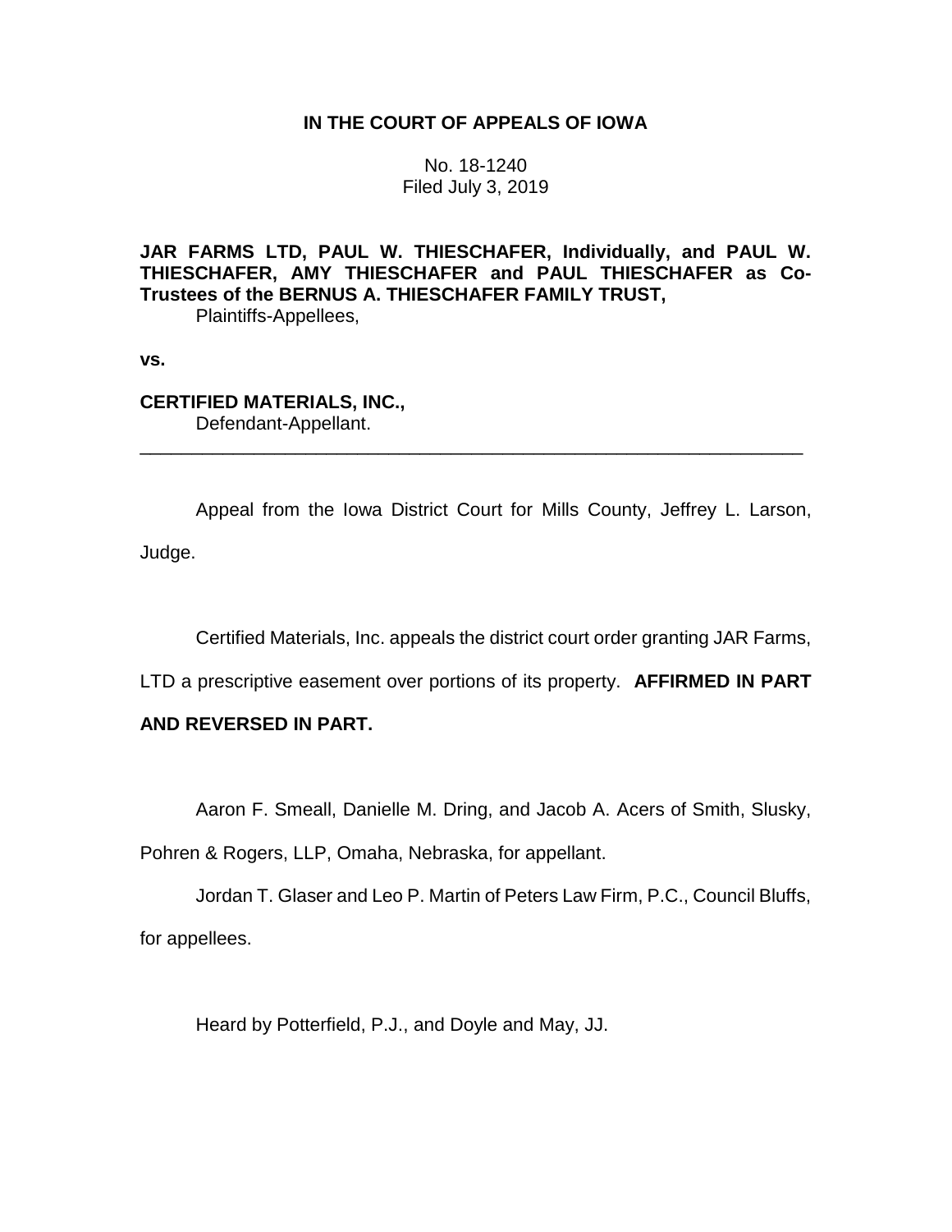**IN THE COURT OF APPEALS OF IOWA**

No. 18-1240
Filed July 3, 2019

**JAR FARMS LTD, PAUL W. THIESCHAFER, Individually, and PAUL W. THIESCHAFER, AMY THIESCHAFER and PAUL THIESCHAFER as Co-Trustees of the BERNUS A. THIESCHAFER FAMILY TRUST,**
Plaintiffs-Appellees,

**vs.**

**CERTIFIED MATERIALS, INC.,**
Defendant-Appellant.

---

Appeal from the Iowa District Court for Mills County, Jeffrey L. Larson, Judge.

Certified Materials, Inc. appeals the district court order granting JAR Farms, LTD a prescriptive easement over portions of its property. **AFFIRMED IN PART AND REVERSED IN PART.**

Aaron F. Smeall, Danielle M. Dring, and Jacob A. Acers of Smith, Slusky, Pohren & Rogers, LLP, Omaha, Nebraska, for appellant.

Jordan T. Glaser and Leo P. Martin of Peters Law Firm, P.C., Council Bluffs, for appellees.

Heard by Potterfield, P.J., and Doyle and May, JJ.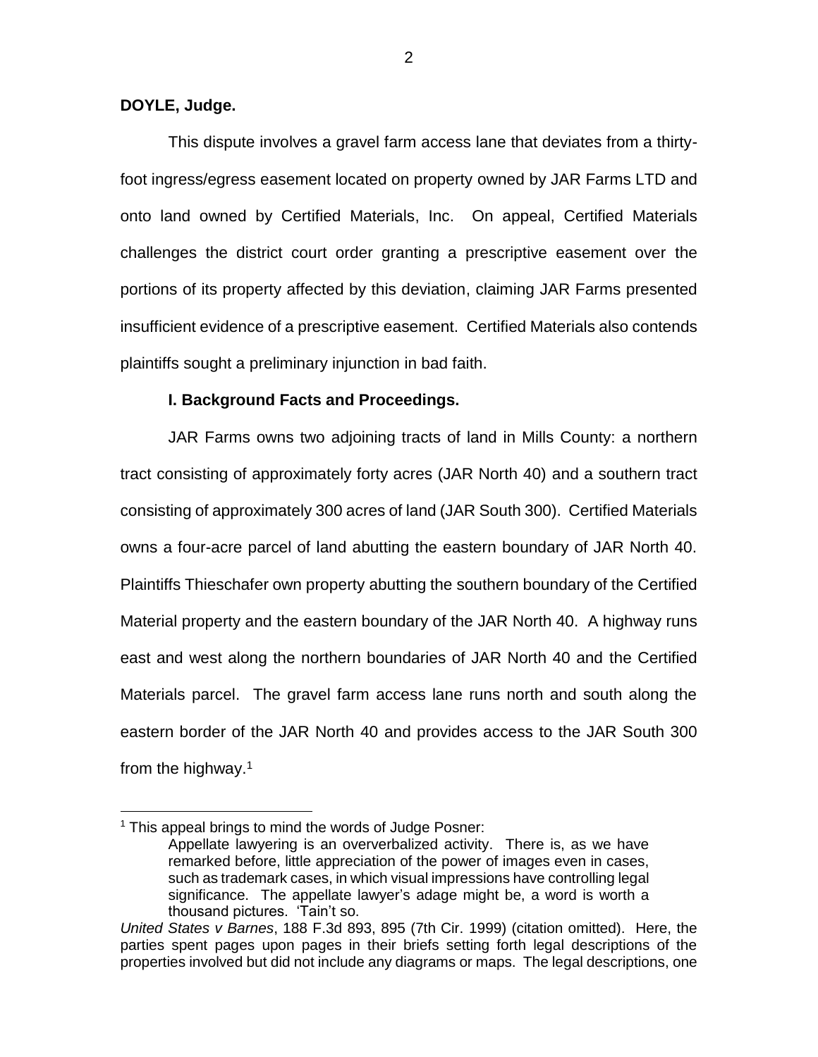**DOYLE, Judge.**

This dispute involves a gravel farm access lane that deviates from a thirty-foot ingress/egress easement located on property owned by JAR Farms LTD and onto land owned by Certified Materials, Inc. On appeal, Certified Materials challenges the district court order granting a prescriptive easement over the portions of its property affected by this deviation, claiming JAR Farms presented insufficient evidence of a prescriptive easement. Certified Materials also contends plaintiffs sought a preliminary injunction in bad faith.

**I. Background Facts and Proceedings.**

JAR Farms owns two adjoining tracts of land in Mills County: a northern tract consisting of approximately forty acres (JAR North 40) and a southern tract consisting of approximately 300 acres of land (JAR South 300). Certified Materials owns a four-acre parcel of land abutting the eastern boundary of JAR North 40. Plaintiffs Thieschafer own property abutting the southern boundary of the Certified Material property and the eastern boundary of the JAR North 40. A highway runs east and west along the northern boundaries of JAR North 40 and the Certified Materials parcel. The gravel farm access lane runs north and south along the eastern border of the JAR North 40 and provides access to the JAR South 300 from the highway.[1]

---

[1] This appeal brings to mind the words of Judge Posner:

> Appellate lawyering is an oververbalized activity. There is, as we have remarked before, little appreciation of the power of images even in cases, such as trademark cases, in which visual impressions have controlling legal significance. The appellate lawyer's adage might be, a word is worth a thousand pictures. 'Tain't so.

*United States v Barnes*, 188 F.3d 893, 895 (7th Cir. 1999) (citation omitted). Here, the parties spent pages upon pages in their briefs setting forth legal descriptions of the properties involved but did not include any diagrams or maps. The legal descriptions, one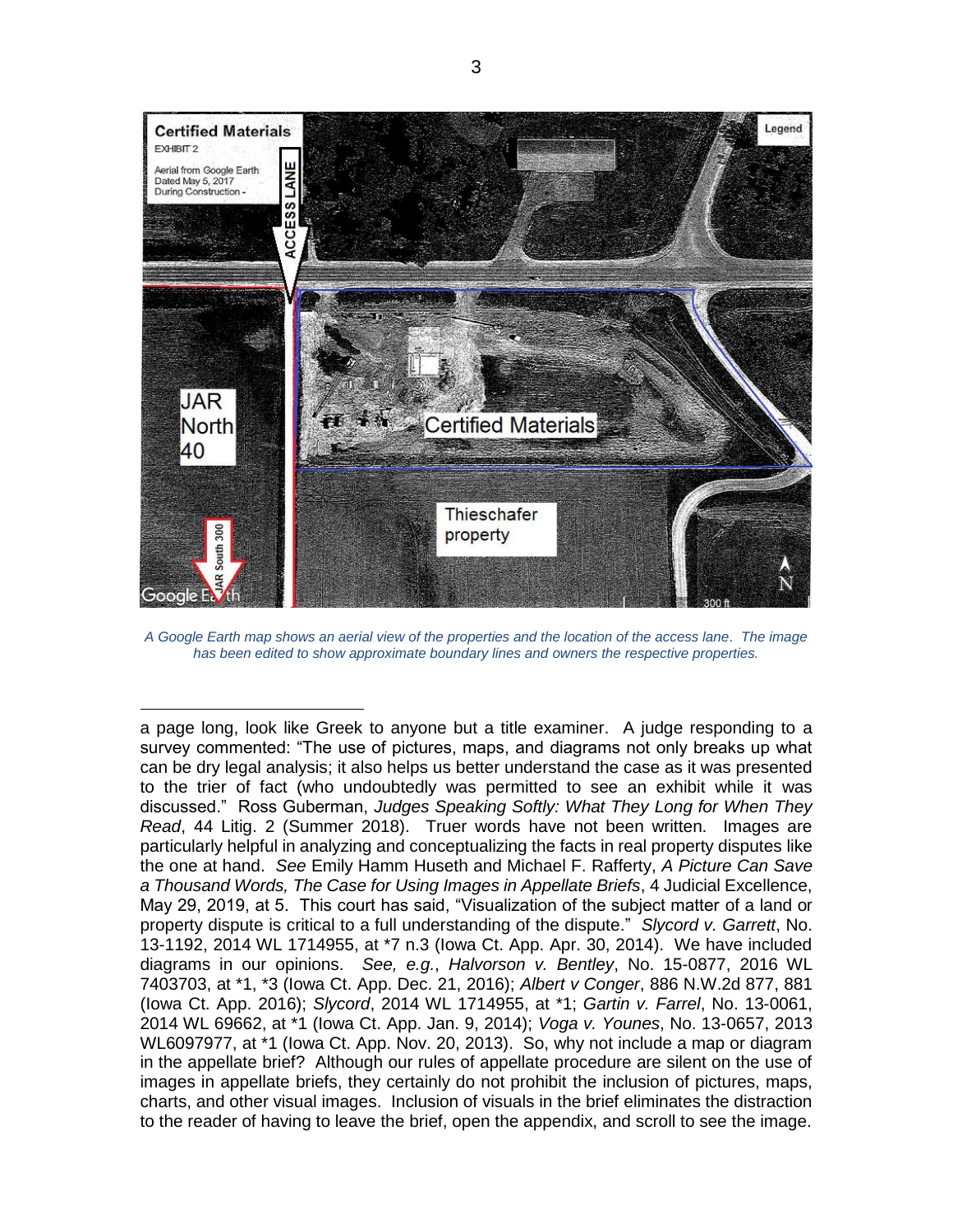*A Google Earth map shows an aerial view of the properties and the location of the access lane. The image has been edited to show approximate boundary lines and owners the respective properties.*

a page long, look like Greek to anyone but a title examiner. A judge responding to a survey commented: "The use of pictures, maps, and diagrams not only breaks up what can be dry legal analysis; it also helps us better understand the case as it was presented to the trier of fact (who undoubtedly was permitted to see an exhibit while it was discussed." Ross Guberman, *Judges Speaking Softly: What They Long for When They Read*, 44 Litig. 2 (Summer 2018). Truer words have not been written. Images are particularly helpful in analyzing and conceptualizing the facts in real property disputes like the one at hand. *See* Emily Hamm Huseth and Michael F. Rafferty, *A Picture Can Save a Thousand Words, The Case for Using Images in Appellate Briefs*, 4 Judicial Excellence, May 29, 2019, at 5. This court has said, "Visualization of the subject matter of a land or property dispute is critical to a full understanding of the dispute." *Slycord v. Garrett*, No. 13-1192, 2014 WL 1714955, at *7 n.3 (Iowa Ct. App. Apr. 30, 2014). We have included diagrams in our opinions. *See, e.g.*, *Halvorson v. Bentley*, No. 15-0877, 2016 WL 7403703, at *1, *3 (Iowa Ct. App. Dec. 21, 2016); *Albert v Conger*, 886 N.W.2d 877, 881 (Iowa Ct. App. 2016); *Slycord*, 2014 WL 1714955, at *1; *Gartin v. Farrel*, No. 13-0061, 2014 WL 69662, at *1 (Iowa Ct. App. Jan. 9, 2014); *Voga v. Younes*, No. 13-0657, 2013 WL6097977, at *1 (Iowa Ct. App. Nov. 20, 2013). So, why not include a map or diagram in the appellate brief? Although our rules of appellate procedure are silent on the use of images in appellate briefs, they certainly do not prohibit the inclusion of pictures, maps, charts, and other visual images. Inclusion of visuals in the brief eliminates the distraction to the reader of having to leave the brief, open the appendix, and scroll to see the image.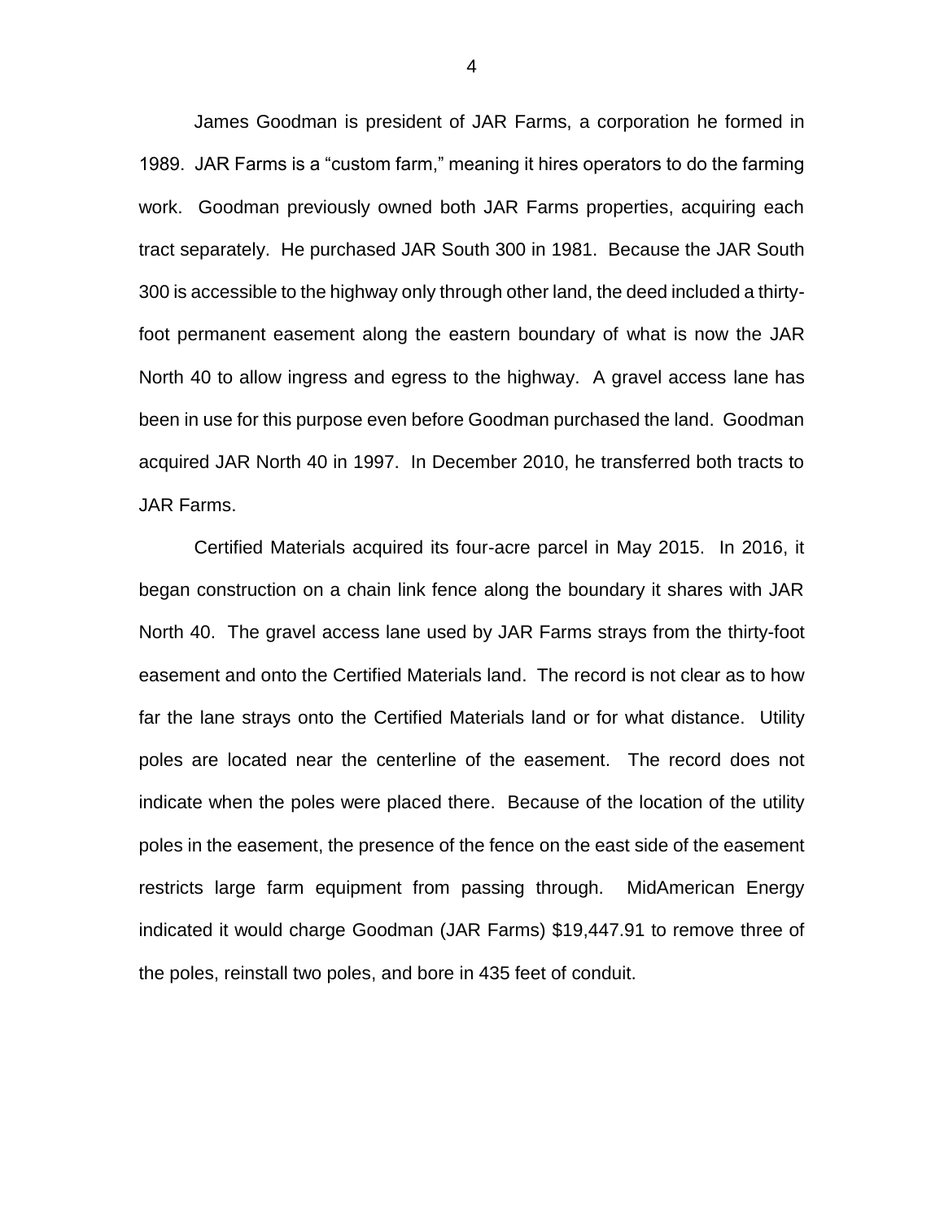James Goodman is president of JAR Farms, a corporation he formed in 1989. JAR Farms is a "custom farm," meaning it hires operators to do the farming work. Goodman previously owned both JAR Farms properties, acquiring each tract separately. He purchased JAR South 300 in 1981. Because the JAR South 300 is accessible to the highway only through other land, the deed included a thirty-foot permanent easement along the eastern boundary of what is now the JAR North 40 to allow ingress and egress to the highway. A gravel access lane has been in use for this purpose even before Goodman purchased the land. Goodman acquired JAR North 40 in 1997. In December 2010, he transferred both tracts to JAR Farms.

Certified Materials acquired its four-acre parcel in May 2015. In 2016, it began construction on a chain link fence along the boundary it shares with JAR North 40. The gravel access lane used by JAR Farms strays from the thirty-foot easement and onto the Certified Materials land. The record is not clear as to how far the lane strays onto the Certified Materials land or for what distance. Utility poles are located near the centerline of the easement. The record does not indicate when the poles were placed there. Because of the location of the utility poles in the easement, the presence of the fence on the east side of the easement restricts large farm equipment from passing through. MidAmerican Energy indicated it would charge Goodman (JAR Farms) $19,447.91 to remove three of the poles, reinstall two poles, and bore in 435 feet of conduit.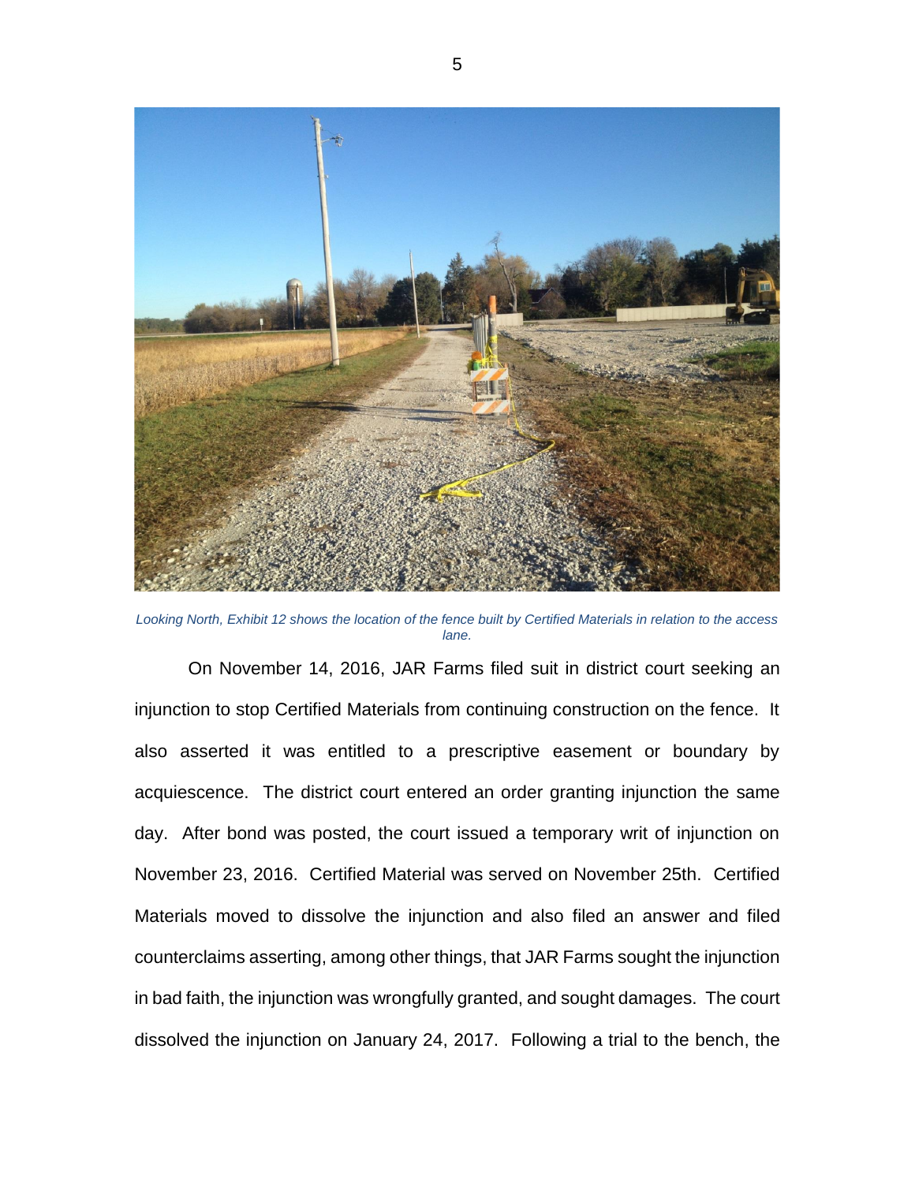*Looking North, Exhibit 12 shows the location of the fence built by Certified Materials in relation to the access lane.*

On November 14, 2016, JAR Farms filed suit in district court seeking an injunction to stop Certified Materials from continuing construction on the fence. It also asserted it was entitled to a prescriptive easement or boundary by acquiescence. The district court entered an order granting injunction the same day. After bond was posted, the court issued a temporary writ of injunction on November 23, 2016. Certified Material was served on November 25th. Certified Materials moved to dissolve the injunction and also filed an answer and filed counterclaims asserting, among other things, that JAR Farms sought the injunction in bad faith, the injunction was wrongfully granted, and sought damages. The court dissolved the injunction on January 24, 2017. Following a trial to the bench, the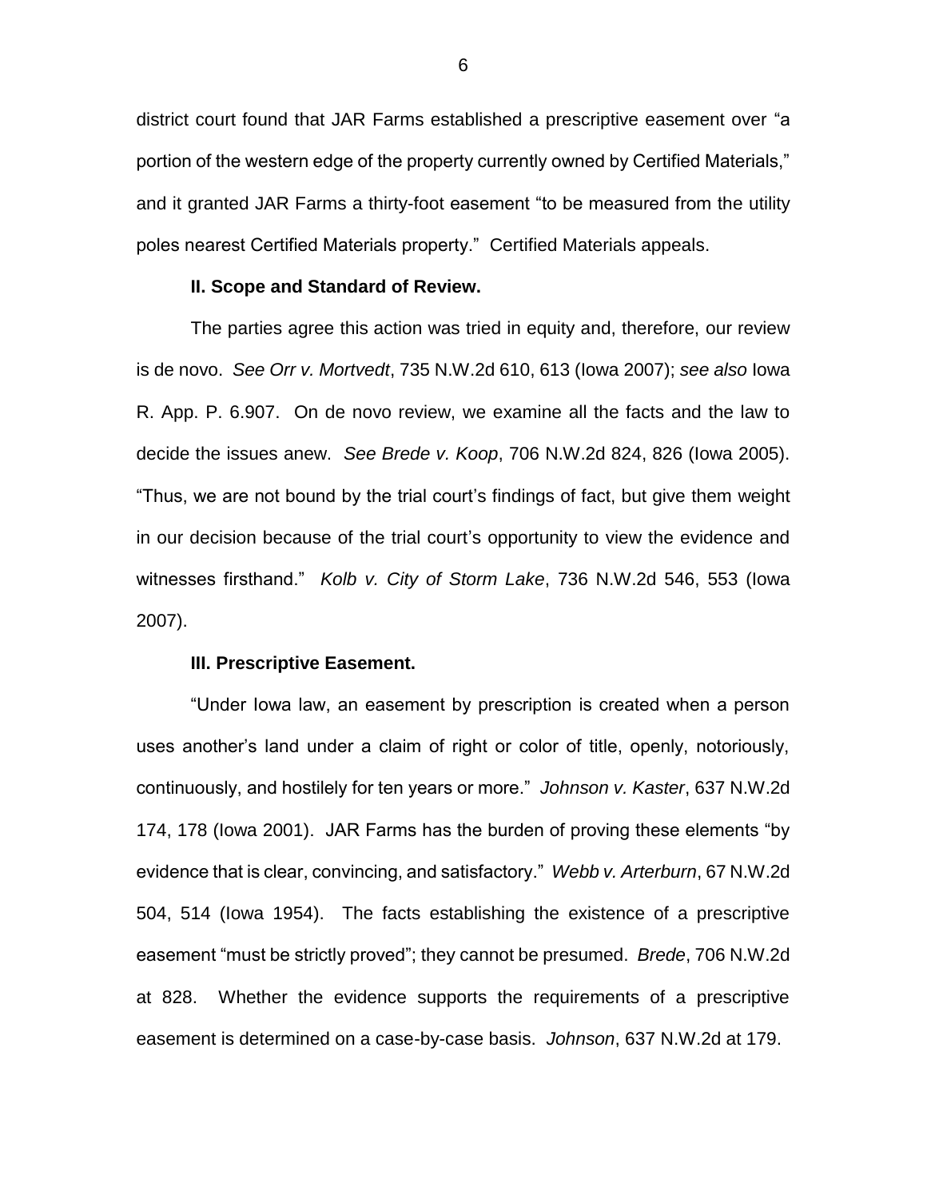district court found that JAR Farms established a prescriptive easement over "a portion of the western edge of the property currently owned by Certified Materials," and it granted JAR Farms a thirty-foot easement "to be measured from the utility poles nearest Certified Materials property." Certified Materials appeals.

## II. Scope and Standard of Review.

The parties agree this action was tried in equity and, therefore, our review is de novo. *See Orr v. Mortvedt*, 735 N.W.2d 610, 613 (Iowa 2007); *see also* Iowa R. App. P. 6.907. On de novo review, we examine all the facts and the law to decide the issues anew. *See Brede v. Koop*, 706 N.W.2d 824, 826 (Iowa 2005). "Thus, we are not bound by the trial court's findings of fact, but give them weight in our decision because of the trial court's opportunity to view the evidence and witnesses firsthand." *Kolb v. City of Storm Lake*, 736 N.W.2d 546, 553 (Iowa 2007).

## III. Prescriptive Easement.

"Under Iowa law, an easement by prescription is created when a person uses another's land under a claim of right or color of title, openly, notoriously, continuously, and hostilely for ten years or more." *Johnson v. Kaster*, 637 N.W.2d 174, 178 (Iowa 2001). JAR Farms has the burden of proving these elements "by evidence that is clear, convincing, and satisfactory." *Webb v. Arterburn*, 67 N.W.2d 504, 514 (Iowa 1954). The facts establishing the existence of a prescriptive easement "must be strictly proved"; they cannot be presumed. *Brede*, 706 N.W.2d at 828. Whether the evidence supports the requirements of a prescriptive easement is determined on a case-by-case basis. *Johnson*, 637 N.W.2d at 179.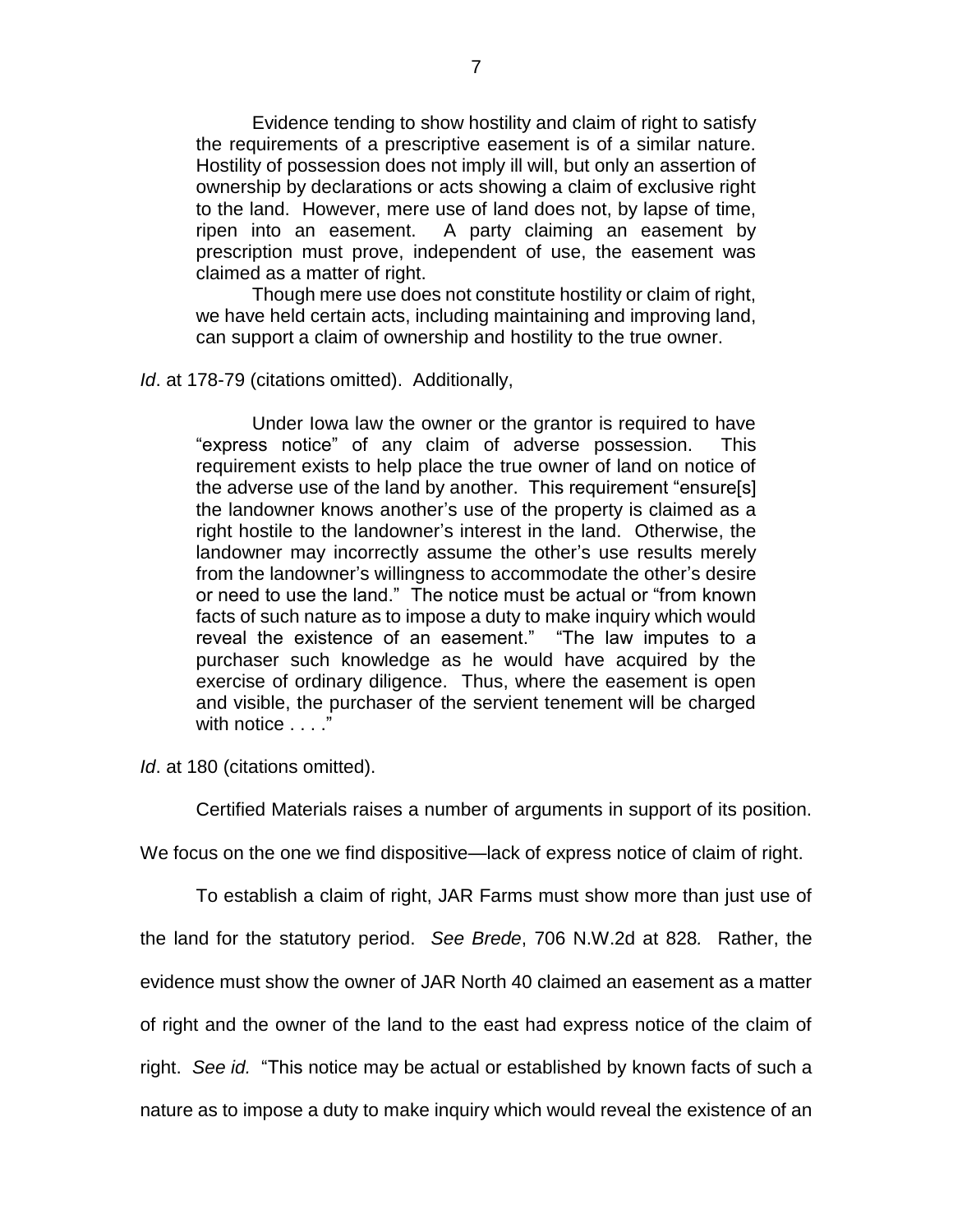> Evidence tending to show hostility and claim of right to satisfy the requirements of a prescriptive easement is of a similar nature. Hostility of possession does not imply ill will, but only an assertion of ownership by declarations or acts showing a claim of exclusive right to the land. However, mere use of land does not, by lapse of time, ripen into an easement. A party claiming an easement by prescription must prove, independent of use, the easement was claimed as a matter of right.
>
> Though mere use does not constitute hostility or claim of right, we have held certain acts, including maintaining and improving land, can support a claim of ownership and hostility to the true owner.

*Id*. at 178-79 (citations omitted). Additionally,

> Under Iowa law the owner or the grantor is required to have "express notice" of any claim of adverse possession. This requirement exists to help place the true owner of land on notice of the adverse use of the land by another. This requirement "ensure[s] the landowner knows another's use of the property is claimed as a right hostile to the landowner's interest in the land. Otherwise, the landowner may incorrectly assume the other's use results merely from the landowner's willingness to accommodate the other's desire or need to use the land." The notice must be actual or "from known facts of such nature as to impose a duty to make inquiry which would reveal the existence of an easement." "The law imputes to a purchaser such knowledge as he would have acquired by the exercise of ordinary diligence. Thus, where the easement is open and visible, the purchaser of the servient tenement will be charged with notice . . . ."

*Id*. at 180 (citations omitted).

Certified Materials raises a number of arguments in support of its position. We focus on the one we find dispositive—lack of express notice of claim of right.

To establish a claim of right, JAR Farms must show more than just use of the land for the statutory period. *See Brede*, 706 N.W.2d at 828. Rather, the evidence must show the owner of JAR North 40 claimed an easement as a matter of right and the owner of the land to the east had express notice of the claim of right. *See id.* "This notice may be actual or established by known facts of such a nature as to impose a duty to make inquiry which would reveal the existence of an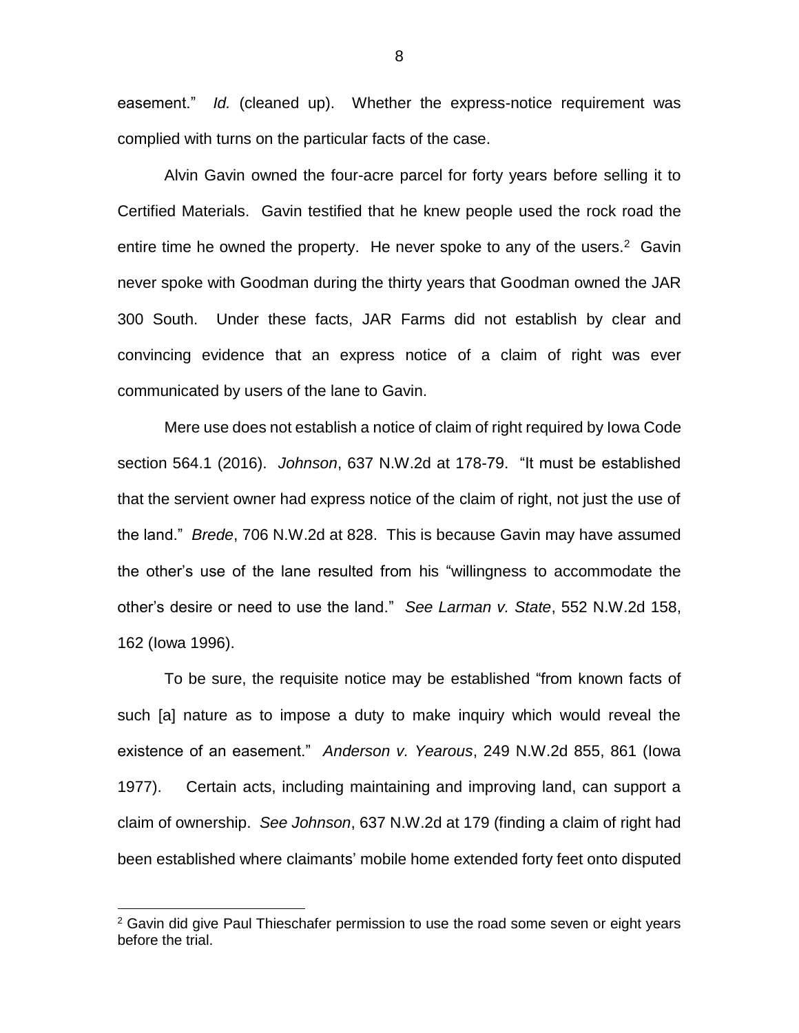easement." *Id.* (cleaned up). Whether the express-notice requirement was complied with turns on the particular facts of the case.

Alvin Gavin owned the four-acre parcel for forty years before selling it to Certified Materials. Gavin testified that he knew people used the rock road the entire time he owned the property. He never spoke to any of the users.[2] Gavin never spoke with Goodman during the thirty years that Goodman owned the JAR 300 South. Under these facts, JAR Farms did not establish by clear and convincing evidence that an express notice of a claim of right was ever communicated by users of the lane to Gavin.

Mere use does not establish a notice of claim of right required by Iowa Code section 564.1 (2016). *Johnson*, 637 N.W.2d at 178-79. "It must be established that the servient owner had express notice of the claim of right, not just the use of the land." *Brede*, 706 N.W.2d at 828. This is because Gavin may have assumed the other's use of the lane resulted from his "willingness to accommodate the other's desire or need to use the land." *See Larman v. State*, 552 N.W.2d 158, 162 (Iowa 1996).

To be sure, the requisite notice may be established "from known facts of such [a] nature as to impose a duty to make inquiry which would reveal the existence of an easement." *Anderson v. Yearous*, 249 N.W.2d 855, 861 (Iowa 1977). Certain acts, including maintaining and improving land, can support a claim of ownership. *See Johnson*, 637 N.W.2d at 179 (finding a claim of right had been established where claimants' mobile home extended forty feet onto disputed

[2] Gavin did give Paul Thieschafer permission to use the road some seven or eight years before the trial.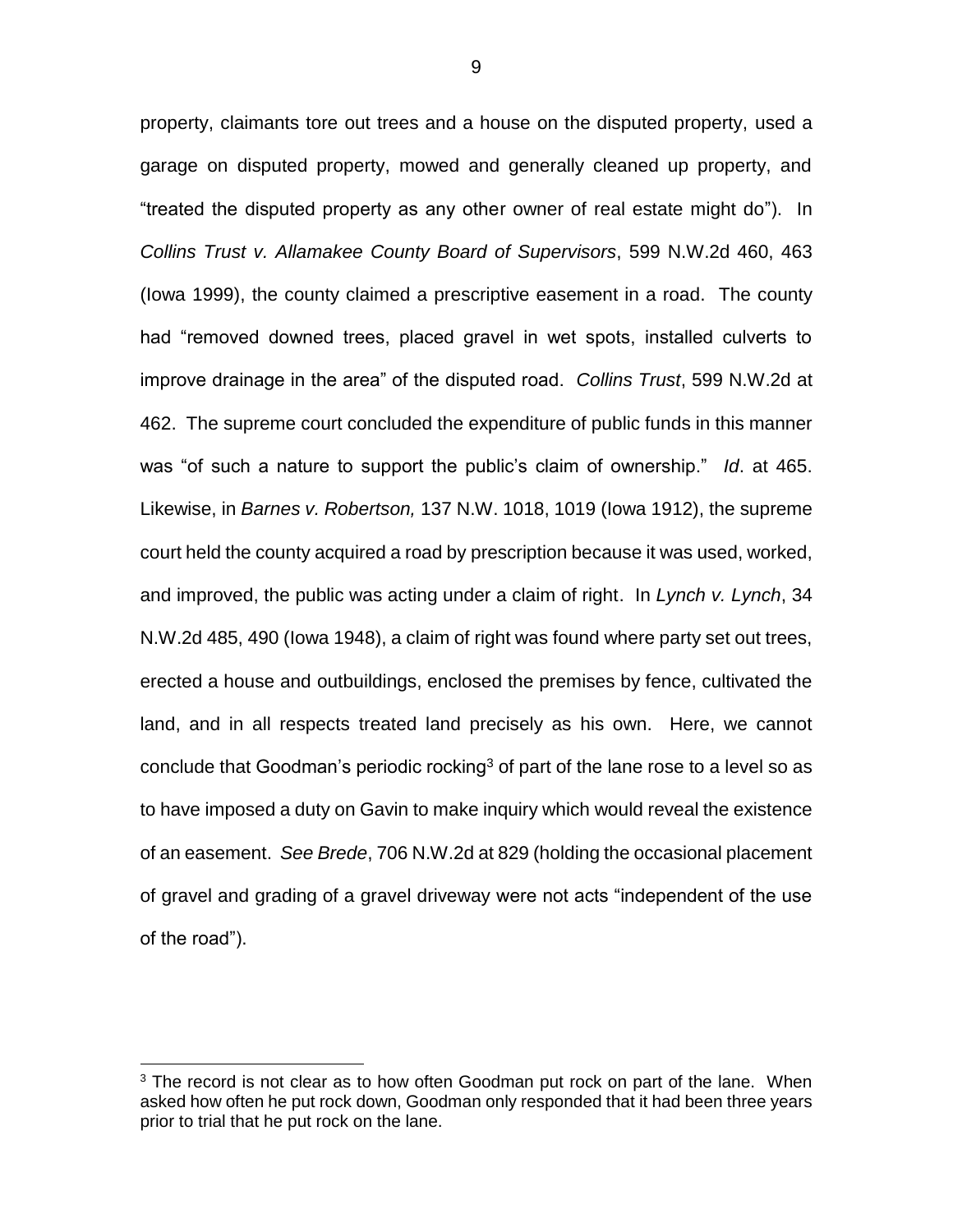property, claimants tore out trees and a house on the disputed property, used a garage on disputed property, mowed and generally cleaned up property, and "treated the disputed property as any other owner of real estate might do"). In *Collins Trust v. Allamakee County Board of Supervisors*, 599 N.W.2d 460, 463 (Iowa 1999), the county claimed a prescriptive easement in a road. The county had "removed downed trees, placed gravel in wet spots, installed culverts to improve drainage in the area" of the disputed road. *Collins Trust*, 599 N.W.2d at 462. The supreme court concluded the expenditure of public funds in this manner was "of such a nature to support the public's claim of ownership." *Id*. at 465. Likewise, in *Barnes v. Robertson,* 137 N.W. 1018, 1019 (Iowa 1912), the supreme court held the county acquired a road by prescription because it was used, worked, and improved, the public was acting under a claim of right. In *Lynch v. Lynch*, 34 N.W.2d 485, 490 (Iowa 1948), a claim of right was found where party set out trees, erected a house and outbuildings, enclosed the premises by fence, cultivated the land, and in all respects treated land precisely as his own. Here, we cannot conclude that Goodman's periodic rocking[3] of part of the lane rose to a level so as to have imposed a duty on Gavin to make inquiry which would reveal the existence of an easement. *See Brede*, 706 N.W.2d at 829 (holding the occasional placement of gravel and grading of a gravel driveway were not acts "independent of the use of the road").

[3] The record is not clear as to how often Goodman put rock on part of the lane. When asked how often he put rock down, Goodman only responded that it had been three years prior to trial that he put rock on the lane.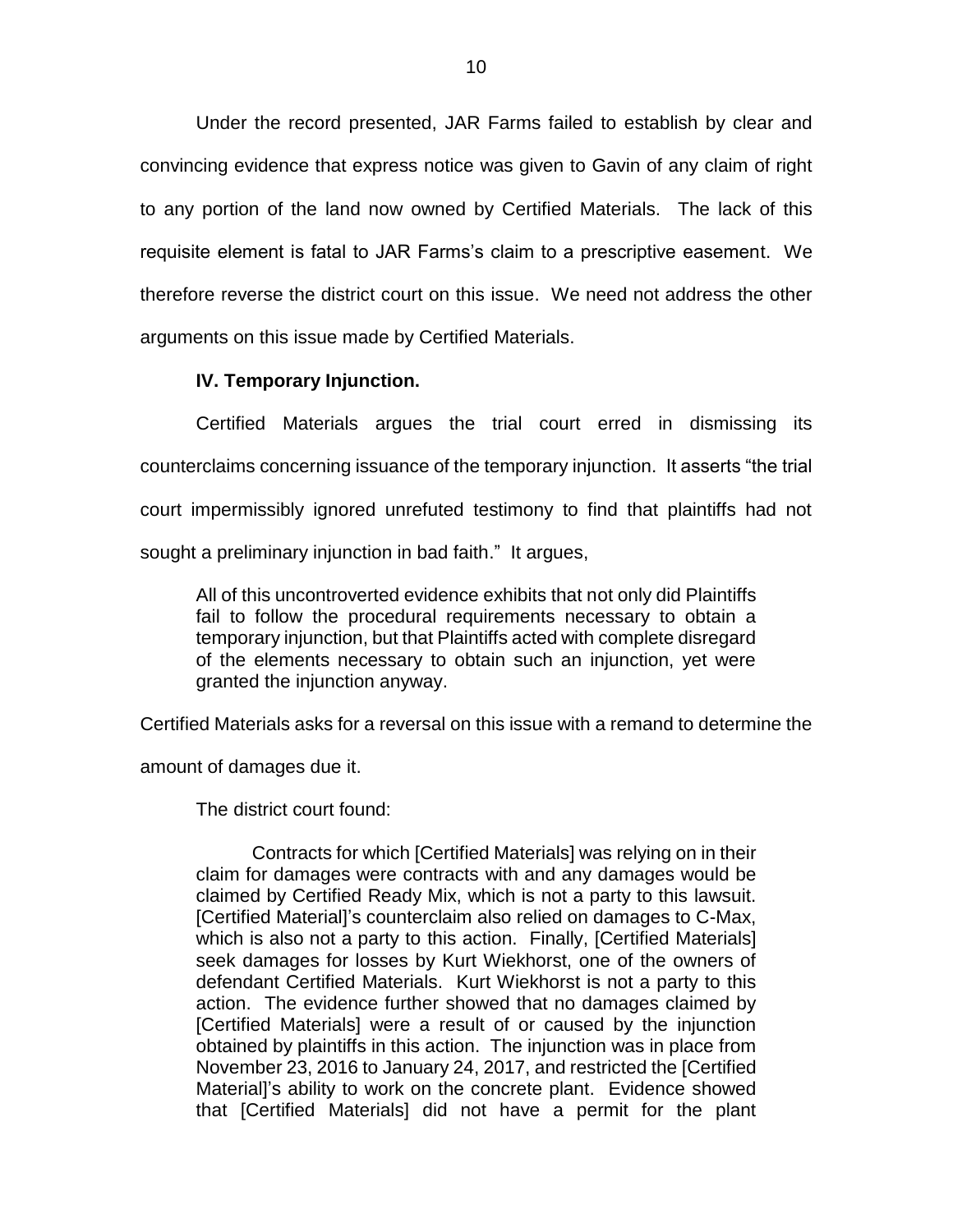Under the record presented, JAR Farms failed to establish by clear and convincing evidence that express notice was given to Gavin of any claim of right to any portion of the land now owned by Certified Materials. The lack of this requisite element is fatal to JAR Farms's claim to a prescriptive easement. We therefore reverse the district court on this issue. We need not address the other arguments on this issue made by Certified Materials.

**IV. Temporary Injunction.**

Certified Materials argues the trial court erred in dismissing its counterclaims concerning issuance of the temporary injunction. It asserts "the trial court impermissibly ignored unrefuted testimony to find that plaintiffs had not sought a preliminary injunction in bad faith." It argues,

> All of this uncontroverted evidence exhibits that not only did Plaintiffs fail to follow the procedural requirements necessary to obtain a temporary injunction, but that Plaintiffs acted with complete disregard of the elements necessary to obtain such an injunction, yet were granted the injunction anyway.

Certified Materials asks for a reversal on this issue with a remand to determine the amount of damages due it.

The district court found:

> Contracts for which [Certified Materials] was relying on in their claim for damages were contracts with and any damages would be claimed by Certified Ready Mix, which is not a party to this lawsuit. [Certified Material]'s counterclaim also relied on damages to C-Max, which is also not a party to this action. Finally, [Certified Materials] seek damages for losses by Kurt Wiekhorst, one of the owners of defendant Certified Materials. Kurt Wiekhorst is not a party to this action. The evidence further showed that no damages claimed by [Certified Materials] were a result of or caused by the injunction obtained by plaintiffs in this action. The injunction was in place from November 23, 2016 to January 24, 2017, and restricted the [Certified Material]'s ability to work on the concrete plant. Evidence showed that [Certified Materials] did not have a permit for the plant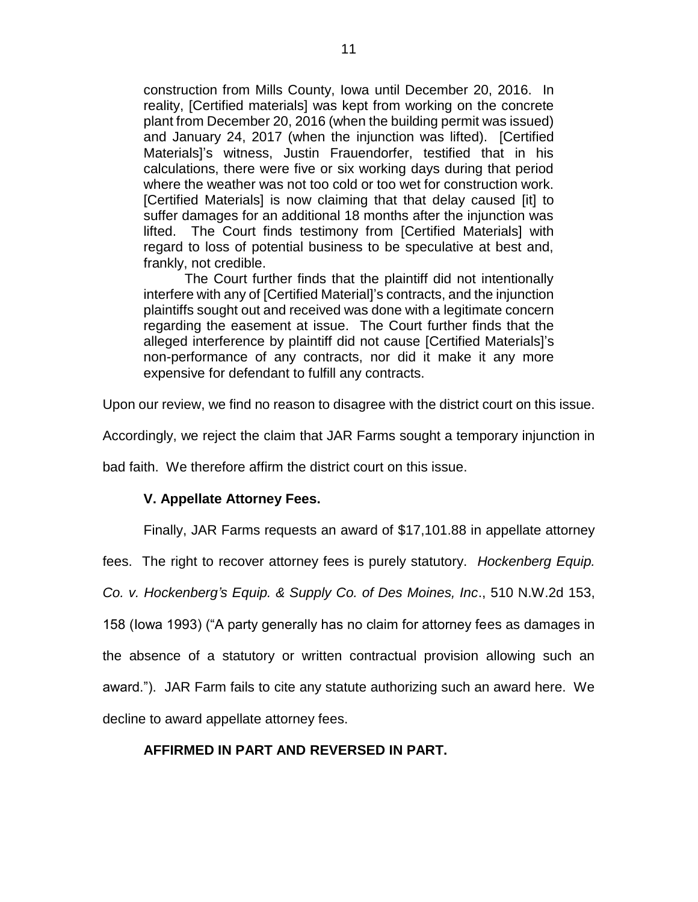> construction from Mills County, Iowa until December 20, 2016. In reality, [Certified materials] was kept from working on the concrete plant from December 20, 2016 (when the building permit was issued) and January 24, 2017 (when the injunction was lifted). [Certified Materials]'s witness, Justin Frauendorfer, testified that in his calculations, there were five or six working days during that period where the weather was not too cold or too wet for construction work. [Certified Materials] is now claiming that that delay caused [it] to suffer damages for an additional 18 months after the injunction was lifted. The Court finds testimony from [Certified Materials] with regard to loss of potential business to be speculative at best and, frankly, not credible.
>
> The Court further finds that the plaintiff did not intentionally interfere with any of [Certified Material]'s contracts, and the injunction plaintiffs sought out and received was done with a legitimate concern regarding the easement at issue. The Court further finds that the alleged interference by plaintiff did not cause [Certified Materials]'s non-performance of any contracts, nor did it make it any more expensive for defendant to fulfill any contracts.

Upon our review, we find no reason to disagree with the district court on this issue. Accordingly, we reject the claim that JAR Farms sought a temporary injunction in bad faith. We therefore affirm the district court on this issue.

### V. Appellate Attorney Fees.

Finally, JAR Farms requests an award of $17,101.88 in appellate attorney fees. The right to recover attorney fees is purely statutory. *Hockenberg Equip. Co. v. Hockenberg's Equip. & Supply Co. of Des Moines, Inc*., 510 N.W.2d 153, 158 (Iowa 1993) ("A party generally has no claim for attorney fees as damages in the absence of a statutory or written contractual provision allowing such an award."). JAR Farm fails to cite any statute authorizing such an award here. We decline to award appellate attorney fees.

**AFFIRMED IN PART AND REVERSED IN PART.**